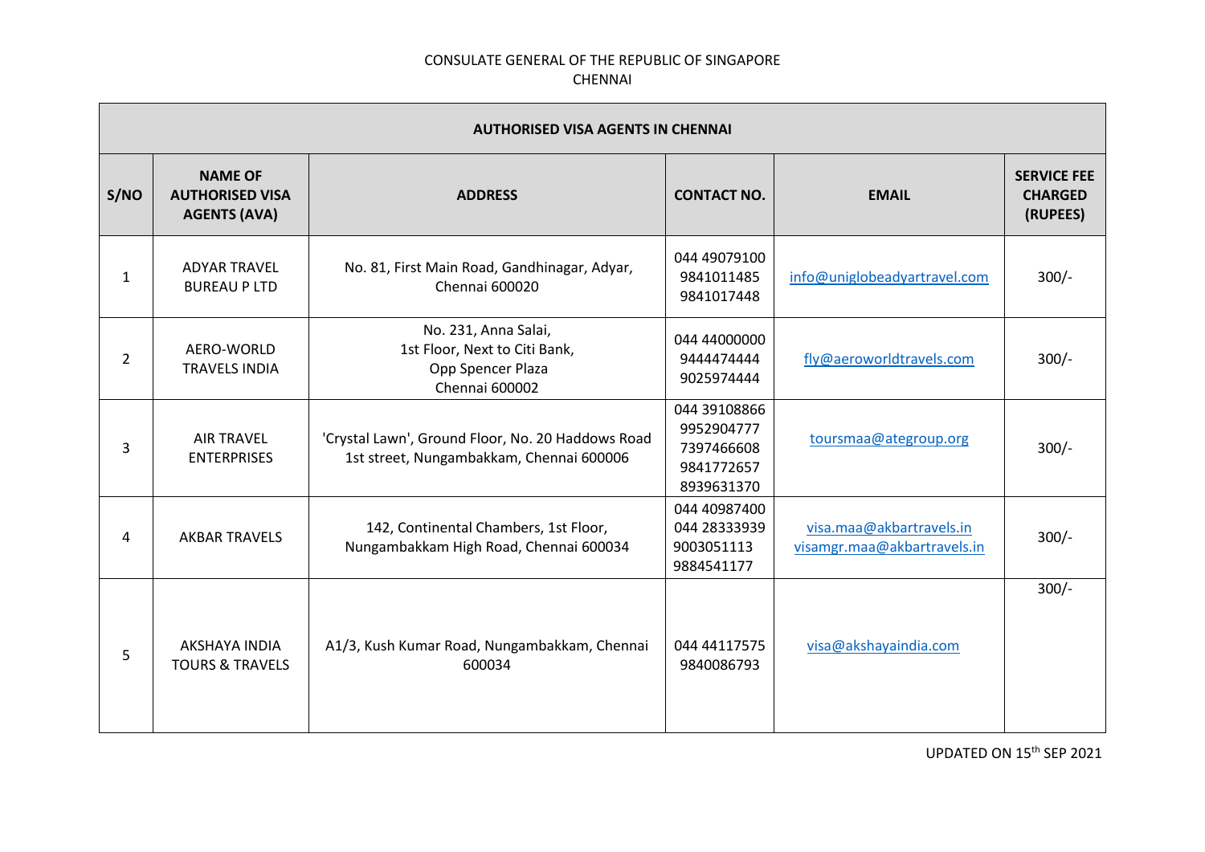CONSULATE GENERAL OF THE REPUBLIC OF SINGAPORE
CHENNAI

| AUTHORISED VISA AGENTS IN CHENNAI | | | | | |
|---|---|---|---|---|---|
| **S/NO** | **NAME OF AUTHORISED VISA AGENTS (AVA)** | **ADDRESS** | **CONTACT NO.** | **EMAIL** | **SERVICE FEE CHARGED (RUPEES)** |
| 1 | ADYAR TRAVEL BUREAU P LTD | No. 81, First Main Road, Gandhinagar, Adyar, Chennai 600020 | 044 49079100<br>9841011485<br>9841017448 | info@uniglobeadyartravel.com | 300/- |
| 2 | AERO-WORLD TRAVELS INDIA | No. 231, Anna Salai,<br>1st Floor, Next to Citi Bank,<br>Opp Spencer Plaza<br>Chennai 600002 | 044 44000000<br>9444474444<br>9025974444 | fly@aeroworldtravels.com | 300/- |
| 3 | AIR TRAVEL ENTERPRISES | 'Crystal Lawn', Ground Floor, No. 20 Haddows Road 1st street, Nungambakkam, Chennai 600006 | 044 39108866<br>9952904777<br>7397466608<br>9841772657<br>8939631370 | toursmaa@ategroup.org | 300/- |
| 4 | AKBAR TRAVELS | 142, Continental Chambers, 1st Floor, Nungambakkam High Road, Chennai 600034 | 044 40987400<br>044 28333939<br>9003051113<br>9884541177 | visa.maa@akbartravels.in<br>visamgr.maa@akbartravels.in | 300/- |
| 5 | AKSHAYA INDIA TOURS & TRAVELS | A1/3, Kush Kumar Road, Nungambakkam, Chennai 600034 | 044 44117575<br>9840086793 | visa@akshayaindia.com | 300/- |

UPDATED ON 15th SEP 2021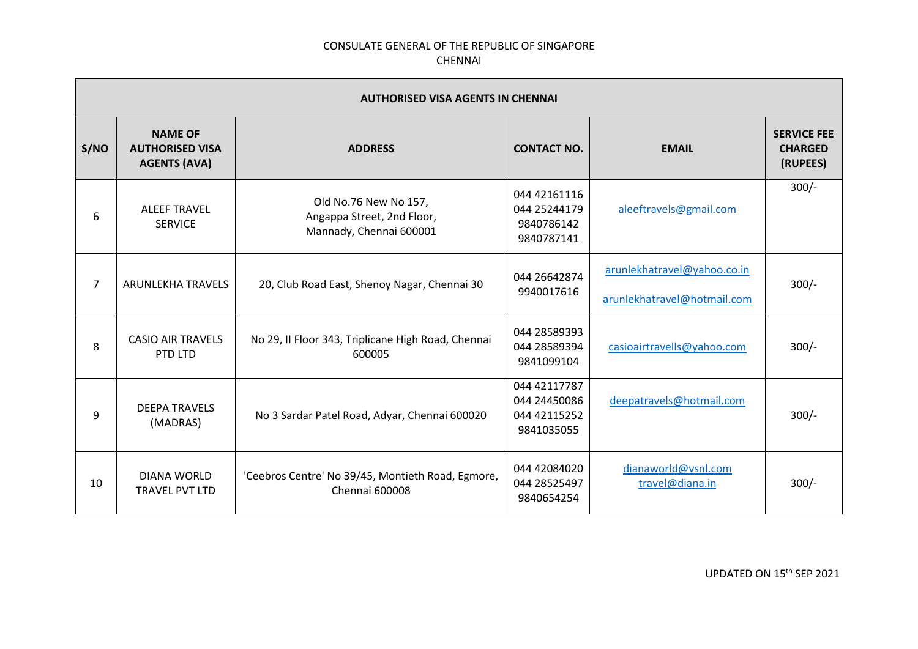CONSULATE GENERAL OF THE REPUBLIC OF SINGAPORE
CHENNAI

| AUTHORISED VISA AGENTS IN CHENNAI | | | | | |
|---|---|---|---|---|---|
| **S/NO** | **NAME OF AUTHORISED VISA AGENTS (AVA)** | **ADDRESS** | **CONTACT NO.** | **EMAIL** | **SERVICE FEE CHARGED (RUPEES)** |
| 6 | ALEEF TRAVEL SERVICE | Old No.76 New No 157, Angappa Street, 2nd Floor, Mannady, Chennai 600001 | 044 42161116<br>044 25244179<br>9840786142<br>9840787141 | aleeftravels@gmail.com | 300/- |
| 7 | ARUNLEKHA TRAVELS | 20, Club Road East, Shenoy Nagar, Chennai 30 | 044 26642874<br>9940017616 | arunlekhatravel@yahoo.co.in<br>arunlekhatravel@hotmail.com | 300/- |
| 8 | CASIO AIR TRAVELS PTD LTD | No 29, II Floor 343, Triplicane High Road, Chennai 600005 | 044 28589393<br>044 28589394<br>9841099104 | casioairtravells@yahoo.com | 300/- |
| 9 | DEEPA TRAVELS (MADRAS) | No 3 Sardar Patel Road, Adyar, Chennai 600020 | 044 42117787<br>044 24450086<br>044 42115252<br>9841035055 | deepatravels@hotmail.com | 300/- |
| 10 | DIANA WORLD TRAVEL PVT LTD | 'Ceebros Centre' No 39/45, Montieth Road, Egmore, Chennai 600008 | 044 42084020<br>044 28525497<br>9840654254 | dianaworld@vsnl.com<br>travel@diana.in | 300/- |

UPDATED ON 15th SEP 2021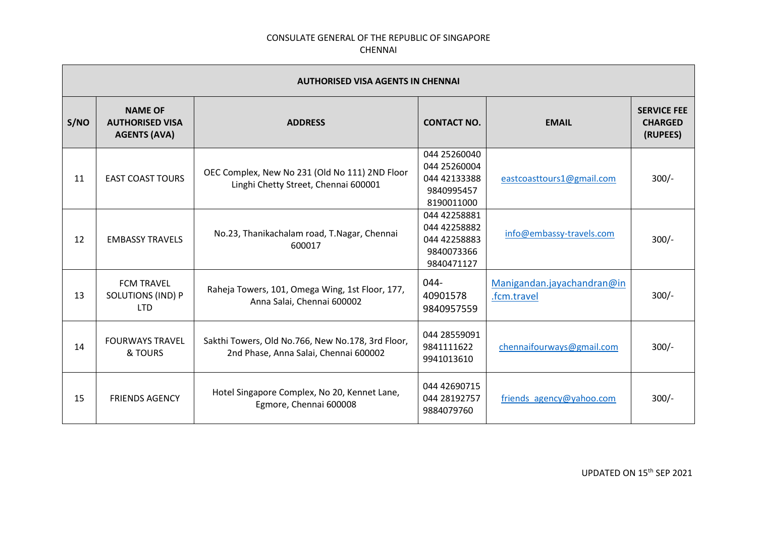CONSULATE GENERAL OF THE REPUBLIC OF SINGAPORE
CHENNAI

| AUTHORISED VISA AGENTS IN CHENNAI | | | | | |
|---|---|---|---|---|---|
| **S/NO** | **NAME OF AUTHORISED VISA AGENTS (AVA)** | **ADDRESS** | **CONTACT NO.** | **EMAIL** | **SERVICE FEE CHARGED (RUPEES)** |
| 11 | EAST COAST TOURS | OEC Complex, New No 231 (Old No 111) 2ND Floor Linghi Chetty Street, Chennai 600001 | 044 25260040<br>044 25260004<br>044 42133388<br>9840995457<br>8190011000 | eastcoasttours1@gmail.com | 300/- |
| 12 | EMBASSY TRAVELS | No.23, Thanikachalam road, T.Nagar, Chennai 600017 | 044 42258881<br>044 42258882<br>044 42258883<br>9840073366<br>9840471127 | info@embassy-travels.com | 300/- |
| 13 | FCM TRAVEL SOLUTIONS (IND) P LTD | Raheja Towers, 101, Omega Wing, 1st Floor, 177, Anna Salai, Chennai 600002 | 044-40901578<br>9840957559 | Manigandan.jayachandran@in.fcm.travel | 300/- |
| 14 | FOURWAYS TRAVEL & TOURS | Sakthi Towers, Old No.766, New No.178, 3rd Floor, 2nd Phase, Anna Salai, Chennai 600002 | 044 28559091<br>9841111622<br>9941013610 | chennaifourways@gmail.com | 300/- |
| 15 | FRIENDS AGENCY | Hotel Singapore Complex, No 20, Kennet Lane, Egmore, Chennai 600008 | 044 42690715<br>044 28192757<br>9884079760 | friends_agency@yahoo.com | 300/- |

UPDATED ON 15th SEP 2021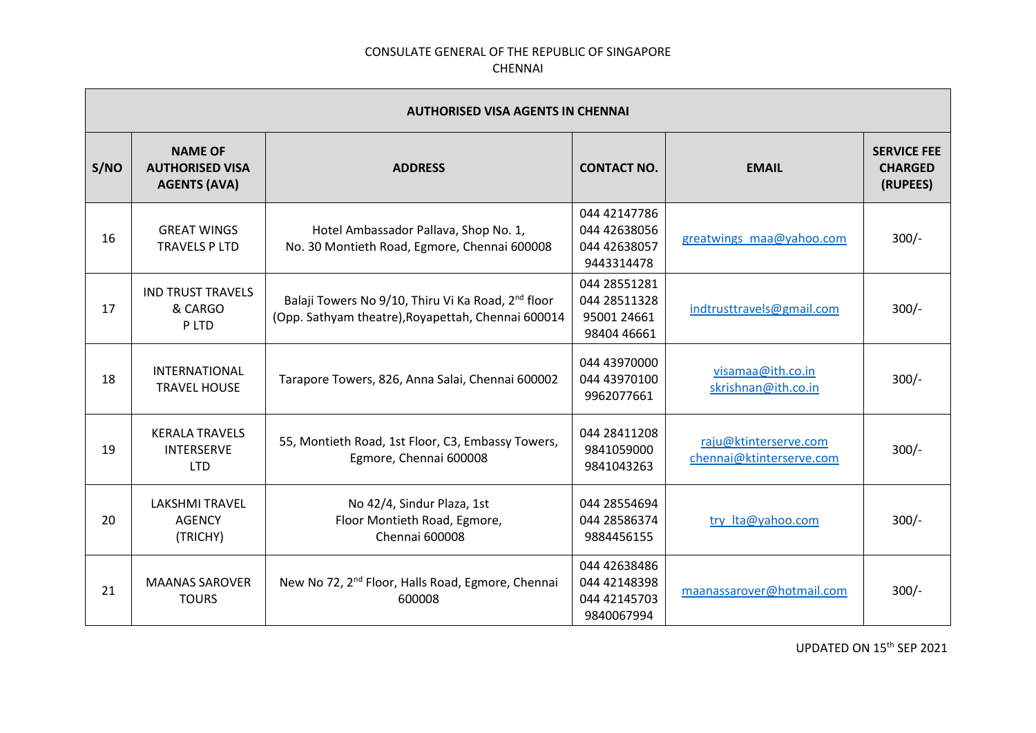CONSULATE GENERAL OF THE REPUBLIC OF SINGAPORE
CHENNAI

| AUTHORISED VISA AGENTS IN CHENNAI | | | | | |
|---|---|---|---|---|---|
| **S/NO** | **NAME OF AUTHORISED VISA AGENTS (AVA)** | **ADDRESS** | **CONTACT NO.** | **EMAIL** | **SERVICE FEE CHARGED (RUPEES)** |
| 16 | GREAT WINGS TRAVELS P LTD | Hotel Ambassador Pallava, Shop No. 1, No. 30 Montieth Road, Egmore, Chennai 600008 | 044 42147786<br>044 42638056<br>044 42638057<br>9443314478 | greatwings_maa@yahoo.com | 300/- |
| 17 | IND TRUST TRAVELS & CARGO P LTD | Balaji Towers No 9/10, Thiru Vi Ka Road, 2nd floor (Opp. Sathyam theatre),Royapettah, Chennai 600014 | 044 28551281<br>044 28511328<br>95001 24661<br>98404 46661 | indtrusttravels@gmail.com | 300/- |
| 18 | INTERNATIONAL TRAVEL HOUSE | Tarapore Towers, 826, Anna Salai, Chennai 600002 | 044 43970000<br>044 43970100<br>9962077661 | visamaa@ith.co.in<br>skrishnan@ith.co.in | 300/- |
| 19 | KERALA TRAVELS INTERSERVE LTD | 55, Montieth Road, 1st Floor, C3, Embassy Towers, Egmore, Chennai 600008 | 044 28411208<br>9841059000<br>9841043263 | raju@ktinterserve.com<br>chennai@ktinterserve.com | 300/- |
| 20 | LAKSHMI TRAVEL AGENCY (TRICHY) | No 42/4, Sindur Plaza, 1st Floor Montieth Road, Egmore, Chennai 600008 | 044 28554694<br>044 28586374<br>9884456155 | try_lta@yahoo.com | 300/- |
| 21 | MAANAS SAROVER TOURS | New No 72, 2nd Floor, Halls Road, Egmore, Chennai 600008 | 044 42638486<br>044 42148398<br>044 42145703<br>9840067994 | maanassarover@hotmail.com | 300/- |

UPDATED ON 15th SEP 2021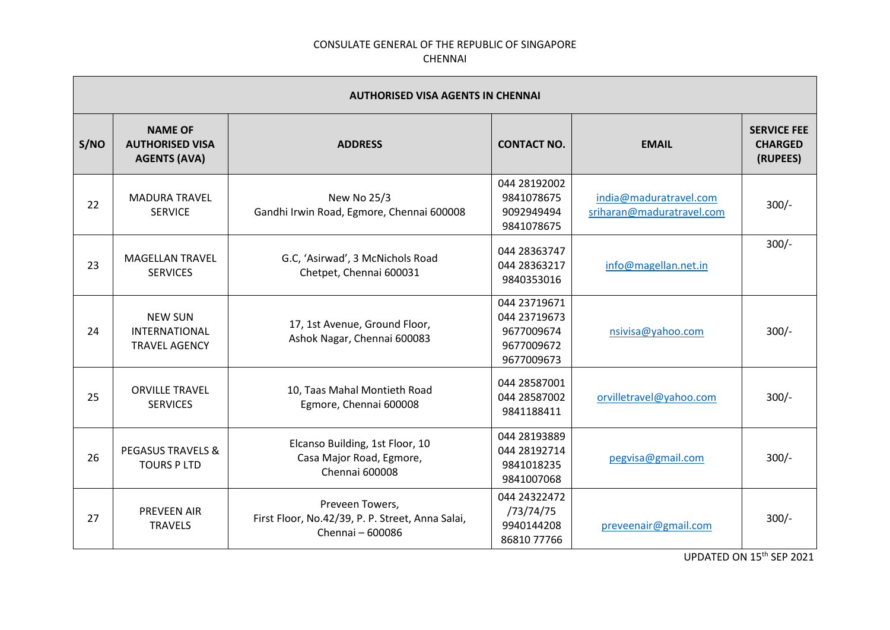CONSULATE GENERAL OF THE REPUBLIC OF SINGAPORE
CHENNAI

| AUTHORISED VISA AGENTS IN CHENNAI | | | | | |
|---|---|---|---|---|---|
| **S/NO** | **NAME OF AUTHORISED VISA AGENTS (AVA)** | **ADDRESS** | **CONTACT NO.** | **EMAIL** | **SERVICE FEE CHARGED (RUPEES)** |
| 22 | MADURA TRAVEL SERVICE | New No 25/3<br>Gandhi Irwin Road, Egmore, Chennai 600008 | 044 28192002<br>9841078675<br>9092949494<br>9841078675 | india@maduratravel.com<br>sriharan@maduratravel.com | 300/- |
| 23 | MAGELLAN TRAVEL SERVICES | G.C, 'Asirwad', 3 McNichols Road<br>Chetpet, Chennai 600031 | 044 28363747<br>044 28363217<br>9840353016 | info@magellan.net.in | 300/- |
| 24 | NEW SUN INTERNATIONAL TRAVEL AGENCY | 17, 1st Avenue, Ground Floor,<br>Ashok Nagar, Chennai 600083 | 044 23719671<br>044 23719673<br>9677009674<br>9677009672<br>9677009673 | nsivisa@yahoo.com | 300/- |
| 25 | ORVILLE TRAVEL SERVICES | 10, Taas Mahal Montieth Road<br>Egmore, Chennai 600008 | 044 28587001<br>044 28587002<br>9841188411 | orvilletravel@yahoo.com | 300/- |
| 26 | PEGASUS TRAVELS & TOURS P LTD | Elcanso Building, 1st Floor, 10<br>Casa Major Road, Egmore,<br>Chennai 600008 | 044 28193889<br>044 28192714<br>9841018235<br>9841007068 | pegvisa@gmail.com | 300/- |
| 27 | PREVEEN AIR TRAVELS | Preveen Towers,<br>First Floor, No.42/39, P. P. Street, Anna Salai,<br>Chennai – 600086 | 044 24322472<br>/73/74/75<br>9940144208<br>86810 77766 | preveenair@gmail.com | 300/- |

UPDATED ON 15th SEP 2021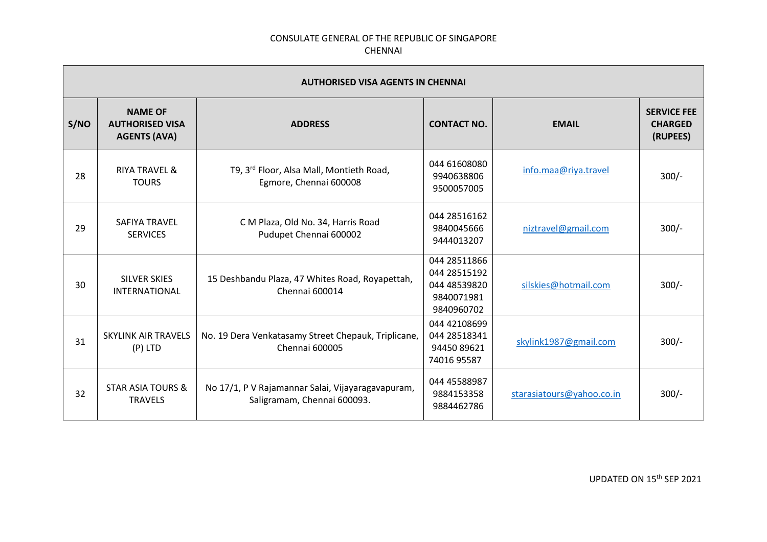CONSULATE GENERAL OF THE REPUBLIC OF SINGAPORE
CHENNAI

| AUTHORISED VISA AGENTS IN CHENNAI | | | | | |
|---|---|---|---|---|---|
| **S/NO** | **NAME OF AUTHORISED VISA AGENTS (AVA)** | **ADDRESS** | **CONTACT NO.** | **EMAIL** | **SERVICE FEE CHARGED (RUPEES)** |
| 28 | RIYA TRAVEL & TOURS | T9, 3rd Floor, Alsa Mall, Montieth Road, Egmore, Chennai 600008 | 044 61608080<br>9940638806<br>9500057005 | info.maa@riya.travel | 300/- |
| 29 | SAFIYA TRAVEL SERVICES | C M Plaza, Old No. 34, Harris Road Pudupet Chennai 600002 | 044 28516162<br>9840045666<br>9444013207 | niztravel@gmail.com | 300/- |
| 30 | SILVER SKIES INTERNATIONAL | 15 Deshbandu Plaza, 47 Whites Road, Royapettah, Chennai 600014 | 044 28511866<br>044 28515192<br>044 48539820<br>9840071981<br>9840960702 | silskies@hotmail.com | 300/- |
| 31 | SKYLINK AIR TRAVELS (P) LTD | No. 19 Dera Venkatasamy Street Chepauk, Triplicane, Chennai 600005 | 044 42108699<br>044 28518341<br>94450 89621<br>74016 95587 | skylink1987@gmail.com | 300/- |
| 32 | STAR ASIA TOURS & TRAVELS | No 17/1, P V Rajamannar Salai, Vijayaragavapuram, Saligramam, Chennai 600093. | 044 45588987<br>9884153358<br>9884462786 | starasiatours@yahoo.co.in | 300/- |

UPDATED ON 15th SEP 2021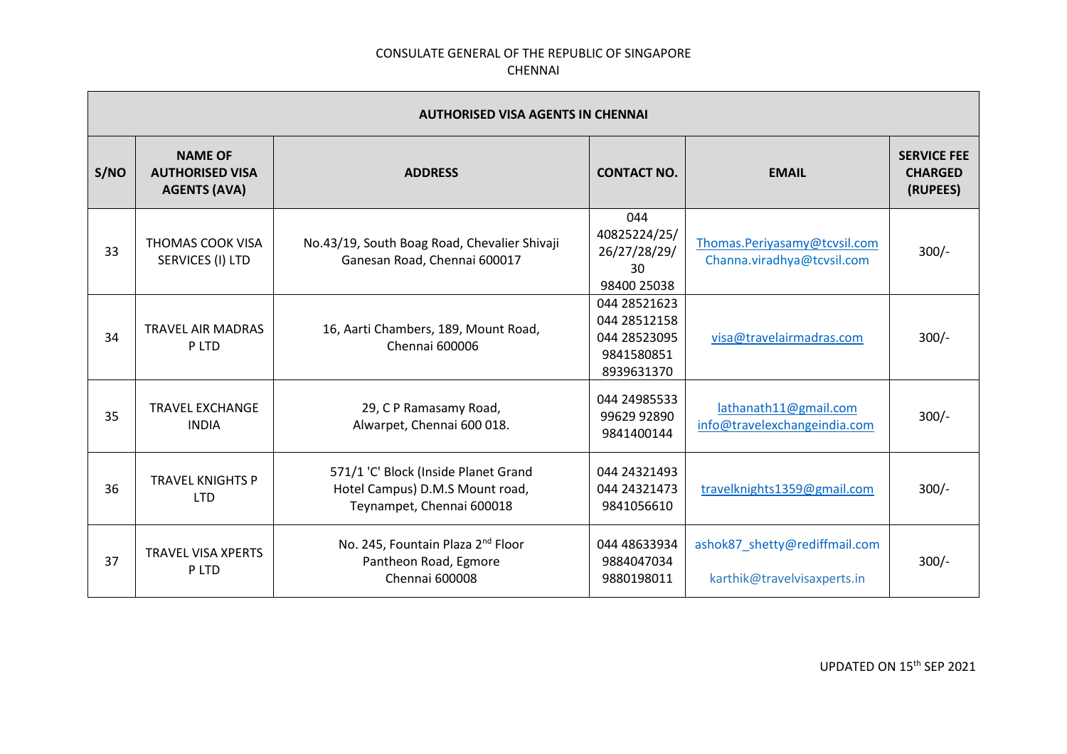CONSULATE GENERAL OF THE REPUBLIC OF SINGAPORE
CHENNAI

| AUTHORISED VISA AGENTS IN CHENNAI | | | | | |
|---|---|---|---|---|---|
| **S/NO** | **NAME OF AUTHORISED VISA AGENTS (AVA)** | **ADDRESS** | **CONTACT NO.** | **EMAIL** | **SERVICE FEE CHARGED (RUPEES)** |
| 33 | THOMAS COOK VISA SERVICES (I) LTD | No.43/19, South Boag Road, Chevalier Shivaji Ganesan Road, Chennai 600017 | 044 40825224/25/ 26/27/28/29/ 30 98400 25038 | Thomas.Periyasamy@tcvsil.com Channa.viradhya@tcvsil.com | 300/- |
| 34 | TRAVEL AIR MADRAS P LTD | 16, Aarti Chambers, 189, Mount Road, Chennai 600006 | 044 28521623 044 28512158 044 28523095 9841580851 8939631370 | visa@travelairmadras.com | 300/- |
| 35 | TRAVEL EXCHANGE INDIA | 29, C P Ramasamy Road, Alwarpet, Chennai 600 018. | 044 24985533 99629 92890 9841400144 | lathanath11@gmail.com info@travelexchangeindia.com | 300/- |
| 36 | TRAVEL KNIGHTS P LTD | 571/1 'C' Block (Inside Planet Grand Hotel Campus) D.M.S Mount road, Teynampet, Chennai 600018 | 044 24321493 044 24321473 9841056610 | travelknights1359@gmail.com | 300/- |
| 37 | TRAVEL VISA XPERTS P LTD | No. 245, Fountain Plaza 2nd Floor Pantheon Road, Egmore Chennai 600008 | 044 48633934 9884047034 9880198011 | ashok87_shetty@rediffmail.com karthik@travelvisaxperts.in | 300/- |

UPDATED ON 15th SEP 2021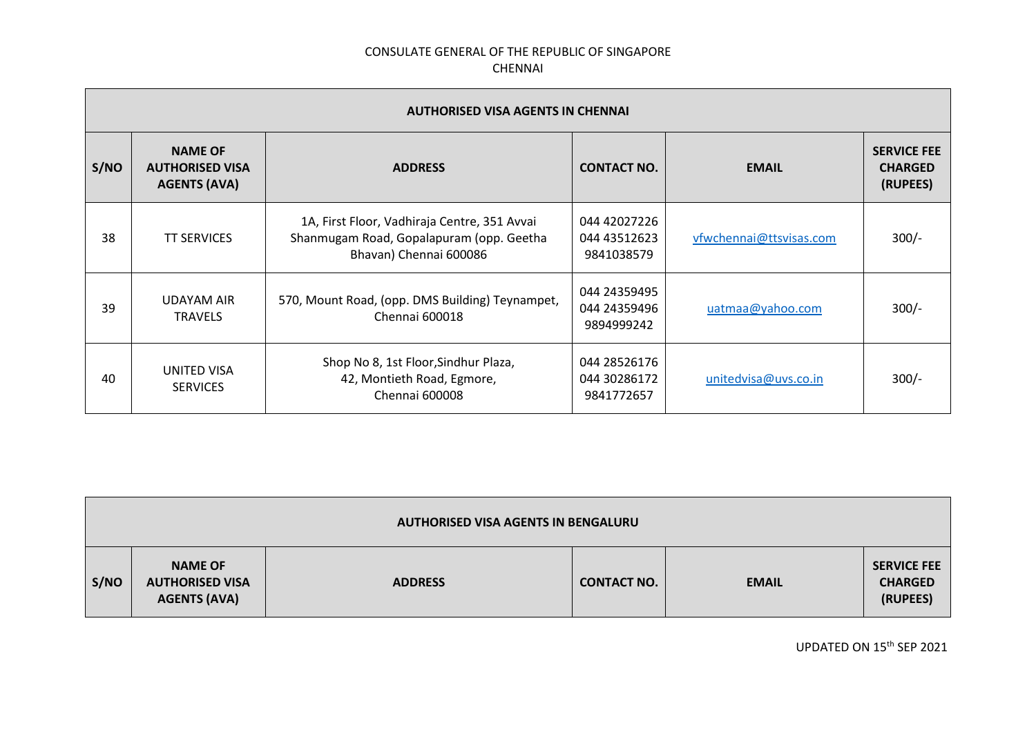CONSULATE GENERAL OF THE REPUBLIC OF SINGAPORE
CHENNAI

| **AUTHORISED VISA AGENTS IN CHENNAI** | | | | | |
|---|---|---|---|---|---|
| **S/NO** | **NAME OF AUTHORISED VISA AGENTS (AVA)** | **ADDRESS** | **CONTACT NO.** | **EMAIL** | **SERVICE FEE CHARGED (RUPEES)** |
| 38 | TT SERVICES | 1A, First Floor, Vadhiraja Centre, 351 Avvai Shanmugam Road, Gopalapuram (opp. Geetha Bhavan) Chennai 600086 | 044 42027226<br>044 43512623<br>9841038579 | vfwchennai@ttsvisas.com | 300/- |
| 39 | UDAYAM AIR TRAVELS | 570, Mount Road, (opp. DMS Building) Teynampet, Chennai 600018 | 044 24359495<br>044 24359496<br>9894999242 | uatmaa@yahoo.com | 300/- |
| 40 | UNITED VISA SERVICES | Shop No 8, 1st Floor,Sindhur Plaza, 42, Montieth Road, Egmore, Chennai 600008 | 044 28526176<br>044 30286172<br>9841772657 | unitedvisa@uvs.co.in | 300/- |

| **AUTHORISED VISA AGENTS IN BENGALURU** | | | | | |
|---|---|---|---|---|---|
| **S/NO** | **NAME OF AUTHORISED VISA AGENTS (AVA)** | **ADDRESS** | **CONTACT NO.** | **EMAIL** | **SERVICE FEE CHARGED (RUPEES)** |

UPDATED ON 15th SEP 2021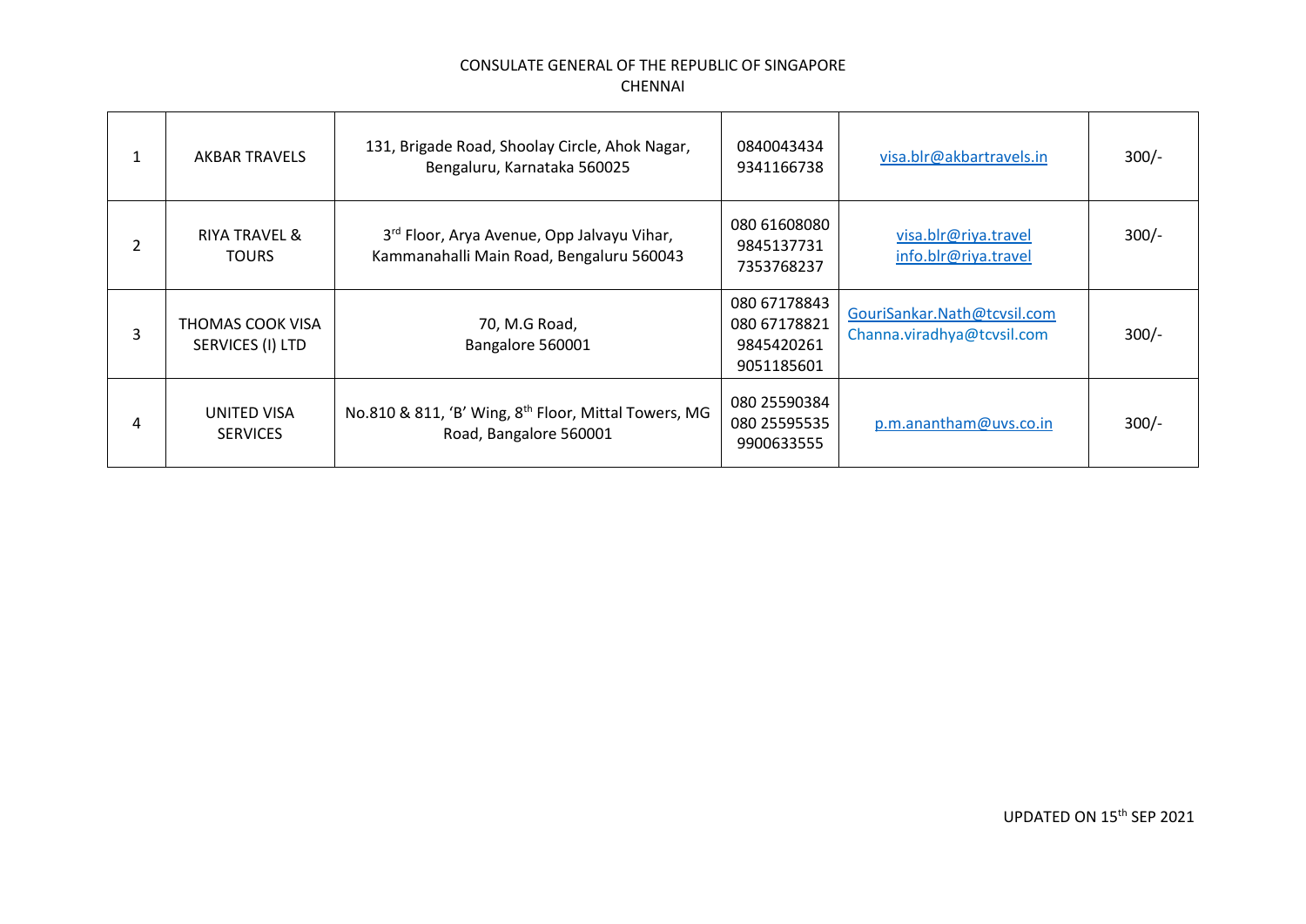CONSULATE GENERAL OF THE REPUBLIC OF SINGAPORE
CHENNAI

| | | | | | |
|---|---|---|---|---|---|
| 1 | AKBAR TRAVELS | 131, Brigade Road, Shoolay Circle, Ahok Nagar, Bengaluru, Karnataka 560025 | 0840043434<br>9341166738 | visa.blr@akbartravels.in | 300/- |
| 2 | RIYA TRAVEL & TOURS | 3rd Floor, Arya Avenue, Opp Jalvayu Vihar, Kammanahalli Main Road, Bengaluru 560043 | 080 61608080<br>9845137731<br>7353768237 | visa.blr@riya.travel<br>info.blr@riya.travel | 300/- |
| 3 | THOMAS COOK VISA SERVICES (I) LTD | 70, M.G Road,<br>Bangalore 560001 | 080 67178843<br>080 67178821<br>9845420261<br>9051185601 | GouriSankar.Nath@tcvsil.com<br>Channa.viradhya@tcvsil.com | 300/- |
| 4 | UNITED VISA SERVICES | No.810 & 811, 'B' Wing, 8th Floor, Mittal Towers, MG Road, Bangalore 560001 | 080 25590384<br>080 25595535<br>9900633555 | p.m.anantham@uvs.co.in | 300/- |

UPDATED ON 15th SEP 2021